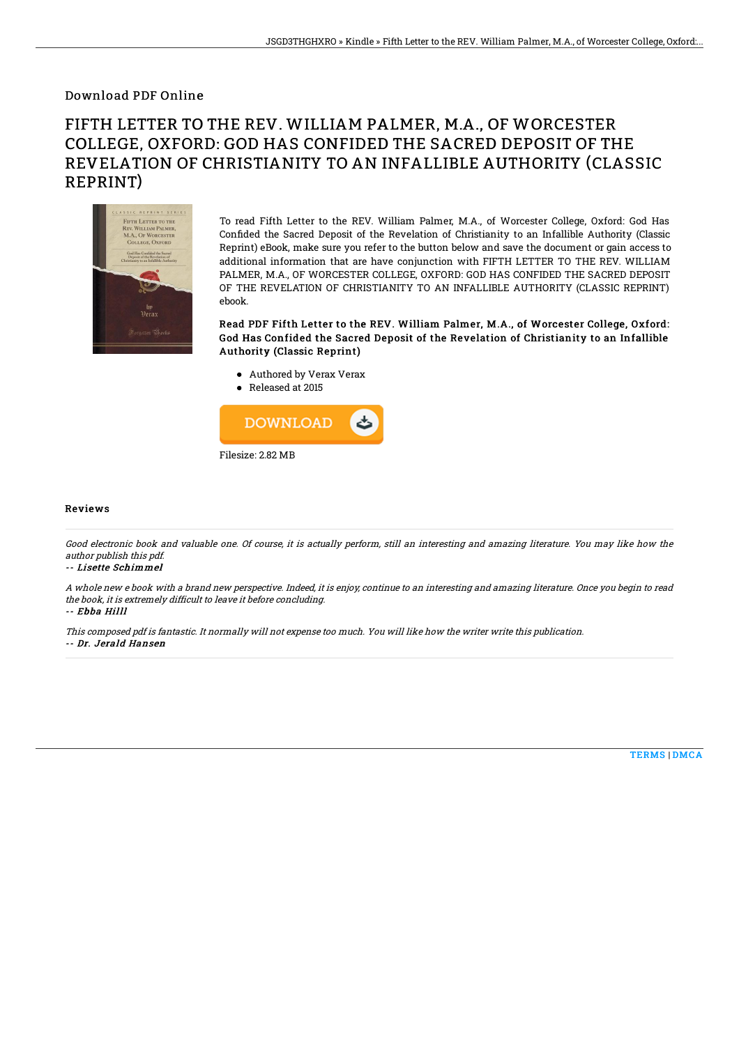## Download PDF Online

# FIFTH LETTER TO THE REV. WILLIAM PALMER, M.A., OF WORCESTER COLLEGE, OXFORD: GOD HAS CONFIDED THE SACRED DEPOSIT OF THE REVELATION OF CHRISTIANITY TO AN INFALLIBLE AUTHORITY (CLASSIC REPRINT)

To read Fifth Letter to the REV. William Palmer, M.A., of Worcester College, Oxford: God Has Confided the Sacred Deposit of the Revelation of Christianity to an Infallible Authority (Classic Reprint) eBook, make sure you refer to the button below and save the document or gain access to additional information that are have conjunction with FIFTH LETTER TO THE REV. WILLIAM PALMER, M.A., OF WORCESTER COLLEGE, OXFORD: GOD HAS CONFIDED THE SACRED DEPOSIT OF THE REVELATION OF CHRISTIANITY TO AN INFALLIBLE AUTHORITY (CLASSIC REPRINT) ebook.

**Read PDF Fifth Letter to the REV. William Palmer, M.A., of Worcester College, Oxford: God Has Confided the Sacred Deposit of the Revelation of Christianity to an Infallible Authority (Classic Reprint)**

- Authored by Verax Verax
- Released at 2015

DOWNLOAD

Filesize: 2.82 MB

### Reviews

*Good electronic book and valuable one. Of course, it is actually perform, still an interesting and amazing literature. You may like how the author publish this pdf.*

*-- Lisette Schimmel*

*A whole new e book with a brand new perspective. Indeed, it is enjoy, continue to an interesting and amazing literature. Once you begin to read the book, it is extremely difficult to leave it before concluding.*

*-- Ebba Hilll*

*This composed pdf is fantastic. It normally will not expense too much. You will like how the writer write this publication.*

*-- Dr. Jerald Hansen*

TERMS | DMCA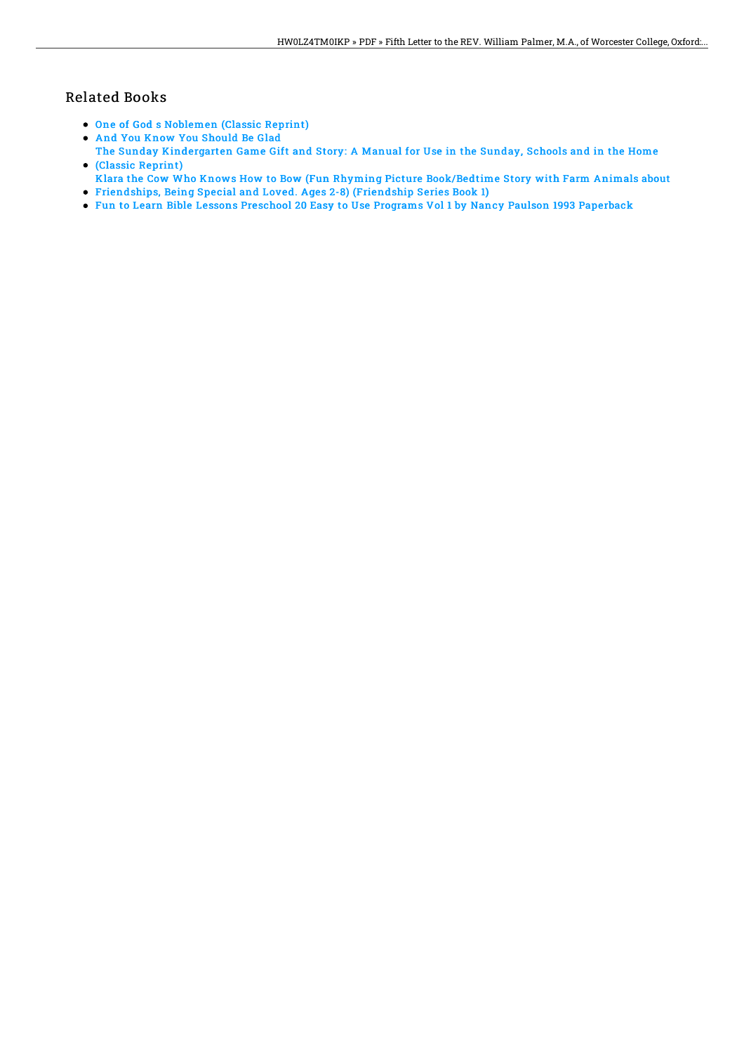## Related Books

- One of God s Noblemen (Classic Reprint)
- And You Know You Should Be Glad
- The Sunday Kindergarten Game Gift and Story: A Manual for Use in the Sunday, Schools and in the Home (Classic Reprint)
- Klara the Cow Who Knows How to Bow (Fun Rhyming Picture Book/Bedtime Story with Farm Animals about Friendships, Being Special and Loved. Ages 2-8) (Friendship Series Book 1)
- Fun to Learn Bible Lessons Preschool 20 Easy to Use Programs Vol 1 by Nancy Paulson 1993 Paperback